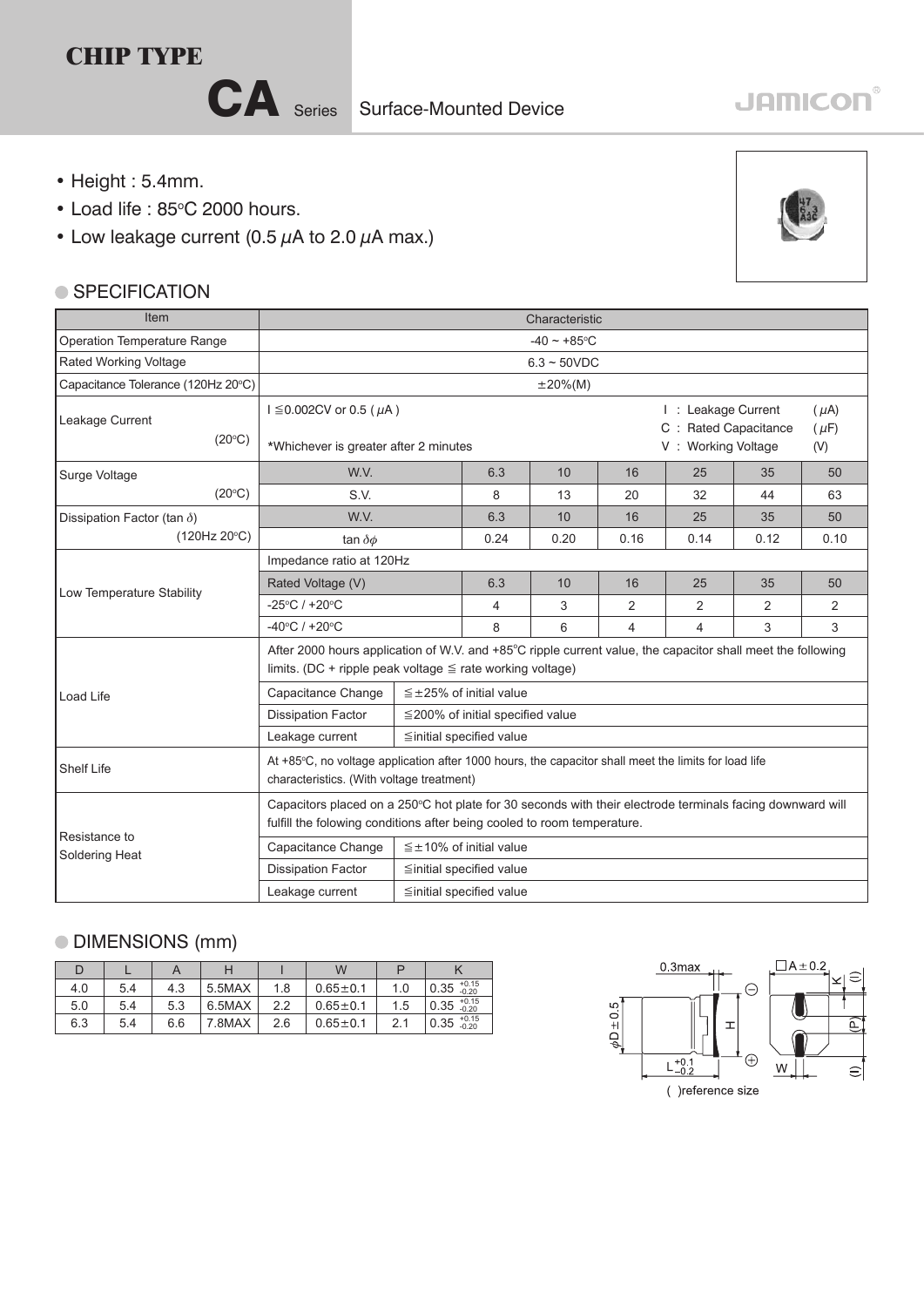# CHIP TYPE

## CA Series Surface-Mounted Device

JAMICON

- Height : 5.4mm.
- Load life : 85°C 2000 hours.
- Low leakage current (0.5 μA to 2.0 μA max.)

### SPECIFICATION

| Item | Characteristic | | | | | | |
|---|---|---|---|---|---|---|---|
| Operation Temperature Range | -40 ~ +85°C | | | | | | |
| Rated Working Voltage | 6.3 ~ 50VDC | | | | | | |
| Capacitance Tolerance (120Hz 20°C) | ±20%(M) | | | | | | |
| Leakage Current (20°C) | I ≦0.002CV or 0.5 (μA) *Whichever is greater after 2 minutes; I : Leakage Current (μA), C : Rated Capacitance (μF), V : Working Voltage (V) | | | | | | |
| Surge Voltage (20°C) | W.V. | 6.3 | 10 | 16 | 25 | 35 | 50 |
| | S.V. | 8 | 13 | 20 | 32 | 44 | 63 |
| Dissipation Factor (tan δ) (120Hz 20°C) | W.V. | 6.3 | 10 | 16 | 25 | 35 | 50 |
| | tan δφ | 0.24 | 0.20 | 0.16 | 0.14 | 0.12 | 0.10 |
| Low Temperature Stability | Impedance ratio at 120Hz | | | | | | |
| | Rated Voltage (V) | 6.3 | 10 | 16 | 25 | 35 | 50 |
| | -25°C / +20°C | 4 | 3 | 2 | 2 | 2 | 2 |
| | -40°C / +20°C | 8 | 6 | 4 | 4 | 3 | 3 |
| Load Life | After 2000 hours application of W.V. and +85°C ripple current value, the capacitor shall meet the following limits. (DC + ripple peak voltage ≦ rate working voltage) | | | | | | |
| | Capacitance Change | ≦±25% of initial value | | | | | |
| | Dissipation Factor | ≦200% of initial specified value | | | | | |
| | Leakage current | ≦initial specified value | | | | | |
| Shelf Life | At +85°C, no voltage application after 1000 hours, the capacitor shall meet the limits for load life characteristics. (With voltage treatment) | | | | | | |
| Resistance to Soldering Heat | Capacitors placed on a 250°C hot plate for 30 seconds with their electrode terminals facing downward will fulfill the folowing conditions after being cooled to room temperature. | | | | | | |
| | Capacitance Change | ≦±10% of initial value | | | | | |
| | Dissipation Factor | ≦initial specified value | | | | | |
| | Leakage current | ≦initial specified value | | | | | |

### DIMENSIONS (mm)

| D | L | A | H | I | W | P | K |
|---|---|---|---|---|---|---|---|
| 4.0 | 5.4 | 4.3 | 5.5MAX | 1.8 | 0.65±0.1 | 1.0 | 0.35 $^{+0.15}_{-0.20}$ |
| 5.0 | 5.4 | 5.3 | 6.5MAX | 2.2 | 0.65±0.1 | 1.5 | 0.35 $^{+0.15}_{-0.20}$ |
| 6.3 | 5.4 | 6.6 | 7.8MAX | 2.6 | 0.65±0.1 | 2.1 | 0.35 $^{+0.15}_{-0.20}$ |

0.3max, φD±0.5, H, $L^{+0.1}_{-0.2}$, □A±0.2, K, (I), (P), W

( )reference size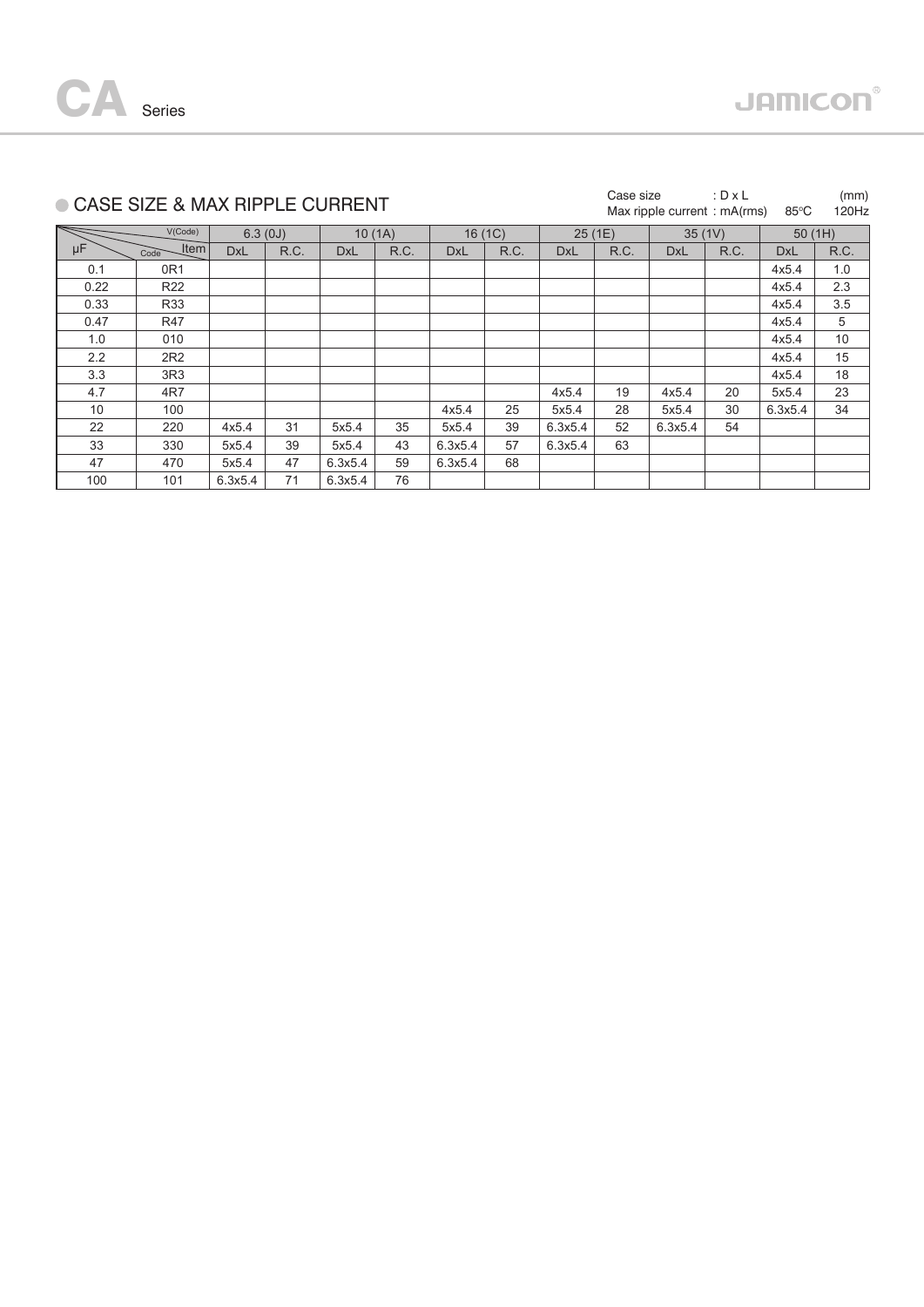# CA Series

## CASE SIZE & MAX RIPPLE CURRENT

Case size : D x L (mm)
Max ripple current : mA(rms) 85°C 120Hz

| μF | V(Code) / Code Item | 6.3 (0J) | | 10 (1A) | | 16 (1C) | | 25 (1E) | | 35 (1V) | | 50 (1H) | |
|---|---|---|---|---|---|---|---|---|---|---|---|---|---|
| | | DxL | R.C. | DxL | R.C. | DxL | R.C. | DxL | R.C. | DxL | R.C. | DxL | R.C. |
| 0.1 | 0R1 | | | | | | | | | | | 4x5.4 | 1.0 |
| 0.22 | R22 | | | | | | | | | | | 4x5.4 | 2.3 |
| 0.33 | R33 | | | | | | | | | | | 4x5.4 | 3.5 |
| 0.47 | R47 | | | | | | | | | | | 4x5.4 | 5 |
| 1.0 | 010 | | | | | | | | | | | 4x5.4 | 10 |
| 2.2 | 2R2 | | | | | | | | | | | 4x5.4 | 15 |
| 3.3 | 3R3 | | | | | | | | | | | 4x5.4 | 18 |
| 4.7 | 4R7 | | | | | | | 4x5.4 | 19 | 4x5.4 | 20 | 5x5.4 | 23 |
| 10 | 100 | | | | | 4x5.4 | 25 | 5x5.4 | 28 | 5x5.4 | 30 | 6.3x5.4 | 34 |
| 22 | 220 | 4x5.4 | 31 | 5x5.4 | 35 | 5x5.4 | 39 | 6.3x5.4 | 52 | 6.3x5.4 | 54 | | |
| 33 | 330 | 5x5.4 | 39 | 5x5.4 | 43 | 6.3x5.4 | 57 | 6.3x5.4 | 63 | | | | |
| 47 | 470 | 5x5.4 | 47 | 6.3x5.4 | 59 | 6.3x5.4 | 68 | | | | | | |
| 100 | 101 | 6.3x5.4 | 71 | 6.3x5.4 | 76 | | | | | | | | |